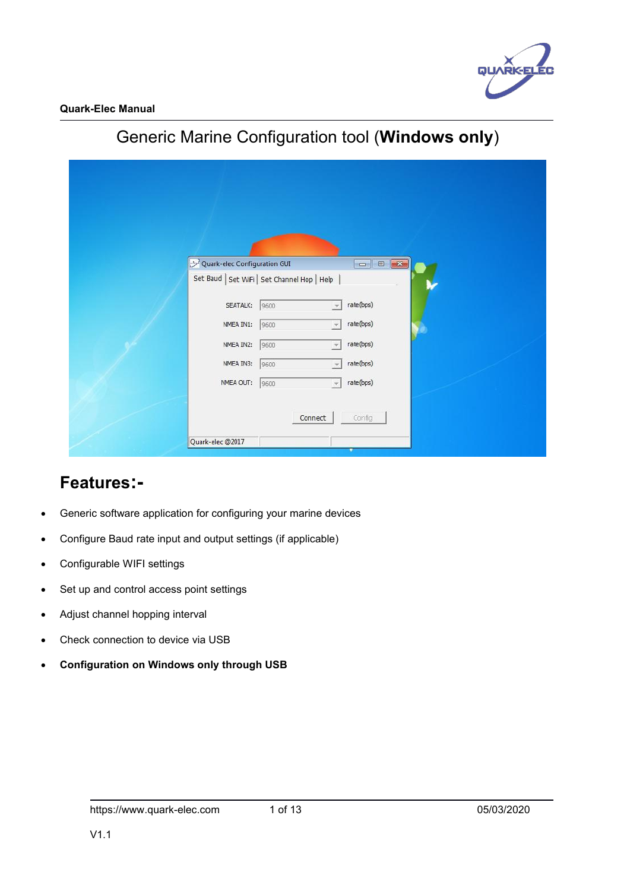# Generic Marine Configuration tool (**Windows only**)

## Features:-

- Generic software application for configuring your marine devices
- Configure Baud rate input and output settings (if applicable)
- Configurable WIFI settings
- Set up and control access point settings
- Adjust channel hopping interval
- Check connection to device via USB
- **Configuration on Windows only through USB**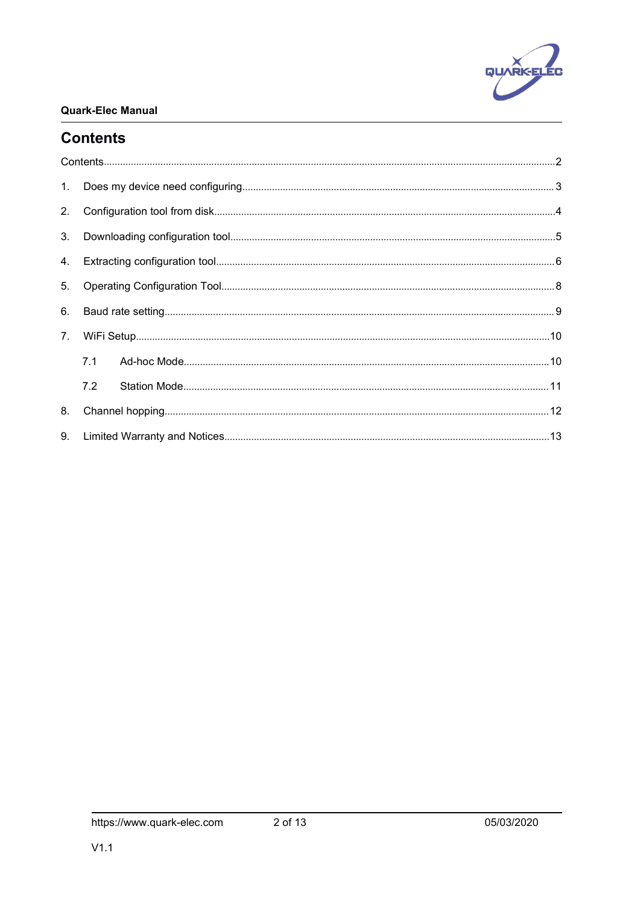# Contents

Contents....................................................................................................................................................2

1. Does my device need configuring.................................................................................................. 3
2. Configuration tool from disk.............................................................................................................4
3. Downloading configuration tool.......................................................................................................5
4. Extracting configuration tool............................................................................................................6
5. Operating Configuration Tool...........................................................................................................8
6. Baud rate setting................................................................................................................................9
7. WiFi Setup.........................................................................................................................................10
   - 7.1 Ad-hoc Mode......................................................................................................................10
   - 7.2 Station Mode......................................................................................................................11
8. Channel hopping..............................................................................................................................12
9. Limited Warranty and Notices.......................................................................................................13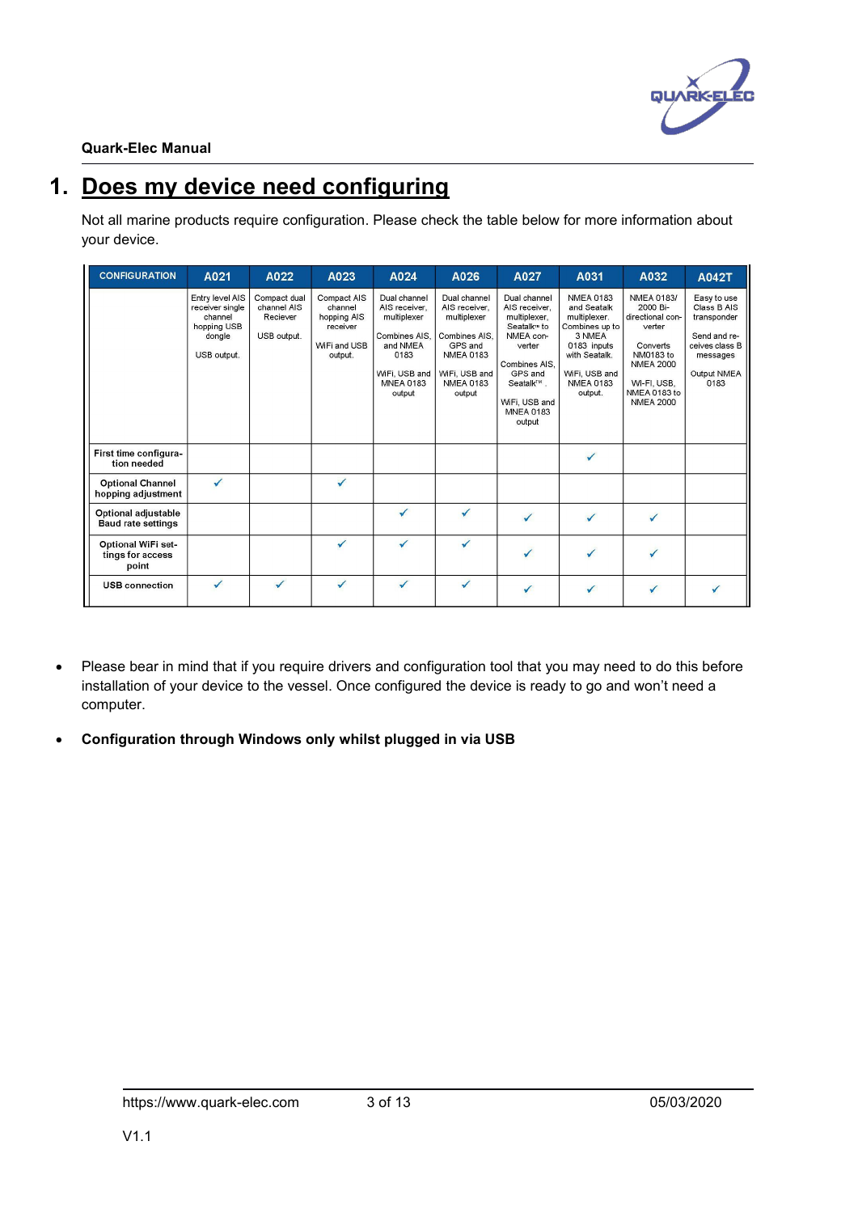# 1. Does my device need configuring

Not all marine products require configuration. Please check the table below for more information about your device.

| CONFIGURATION | A021 | A022 | A023 | A024 | A026 | A027 | A031 | A032 | A042T |
|---|---|---|---|---|---|---|---|---|---|
| | Entry level AIS receiver single channel hopping USB dongle<br><br>USB output. | Compact dual channel AIS Reciever<br><br>USB output. | Compact AIS channel hopping AIS receiver<br><br>WiFi and USB output. | Dual channel AIS receiver, multiplexer<br><br>Combines AIS, and NMEA 0183<br><br>WiFi, USB and MNEA 0183 output | Dual channel AIS receiver, multiplexer<br><br>Combines AIS, GPS and NMEA 0183<br><br>WiFi, USB and NMEA 0183 output | Dual channel AIS receiver, multiplexer, Seatalk™ to NMEA converter<br><br>Combines AIS, GPS and Seatalk™.<br><br>WiFi, USB and MNEA 0183 output | NMEA 0183 and Seatalk multiplexer. Combines up to 3 NMEA 0183 inputs with Seatalk.<br><br>WiFi, USB and NMEA 0183 output. | NMEA 0183/ 2000 Bi-directional converter<br><br>Converts NM0183 to NMEA 2000<br><br>WI-FI, USB, NMEA 0183 to NMEA 2000 | Easy to use Class B AIS transponder<br><br>Send and receives class B messages<br><br>Output NMEA 0183 |
| First time configuration needed | | | | | | | ✓ | | |
| Optional Channel hopping adjustment | ✓ | | ✓ | | | | | | |
| Optional adjustable Baud rate settings | | | | ✓ | ✓ | ✓ | ✓ | ✓ | |
| Optional WiFi settings for access point | | | ✓ | ✓ | ✓ | ✓ | ✓ | ✓ | |
| USB connection | ✓ | ✓ | ✓ | ✓ | ✓ | ✓ | ✓ | ✓ | ✓ |

- Please bear in mind that if you require drivers and configuration tool that you may need to do this before installation of your device to the vessel. Once configured the device is ready to go and won't need a computer.
- **Configuration through Windows only whilst plugged in via USB**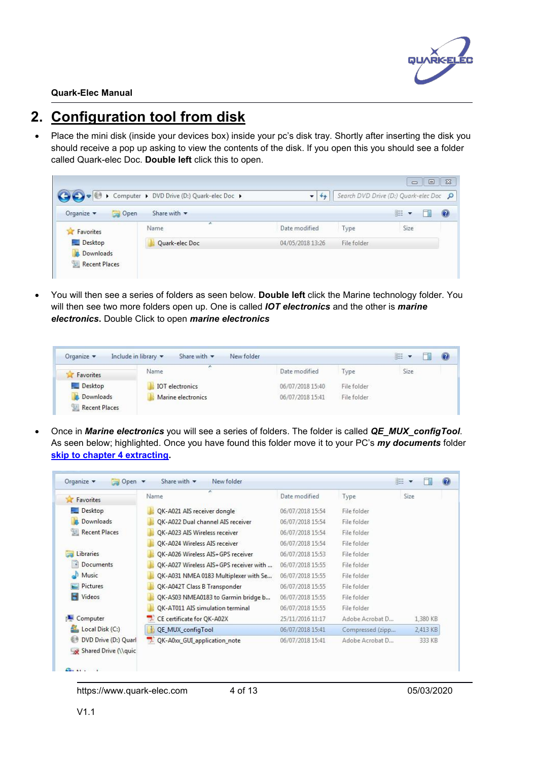## 2. Configuration tool from disk

- Place the mini disk (inside your devices box) inside your pc's disk tray. Shortly after inserting the disk you should receive a pop up asking to view the contents of the disk. If you open this you should see a folder called Quark-elec Doc. **Double left** click this to open.

- You will then see a series of folders as seen below. **Double left** click the Marine technology folder. You will then see two more folders open up. One is called ***IOT electronics*** and the other is ***marine electronics.*** Double Click to open ***marine electronics***

- Once in ***Marine electronics*** you will see a series of folders. The folder is called ***QE_MUX_configTool***. As seen below; highlighted. Once you have found this folder move it to your PC's ***my documents*** folder [skip to chapter 4 extracting](#).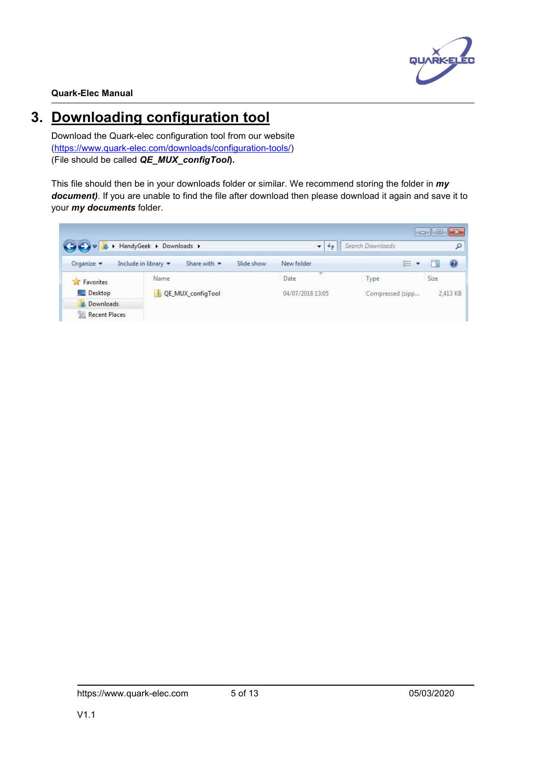# 3. Downloading configuration tool

Download the Quark-elec configuration tool from our website (https://www.quark-elec.com/downloads/configuration-tools/)
(File should be called ***QE_MUX_configTool*****).**

This file should then be in your downloads folder or similar. We recommend storing the folder in ***my document)***. If you are unable to find the file after download then please download it again and save it to your ***my documents*** folder.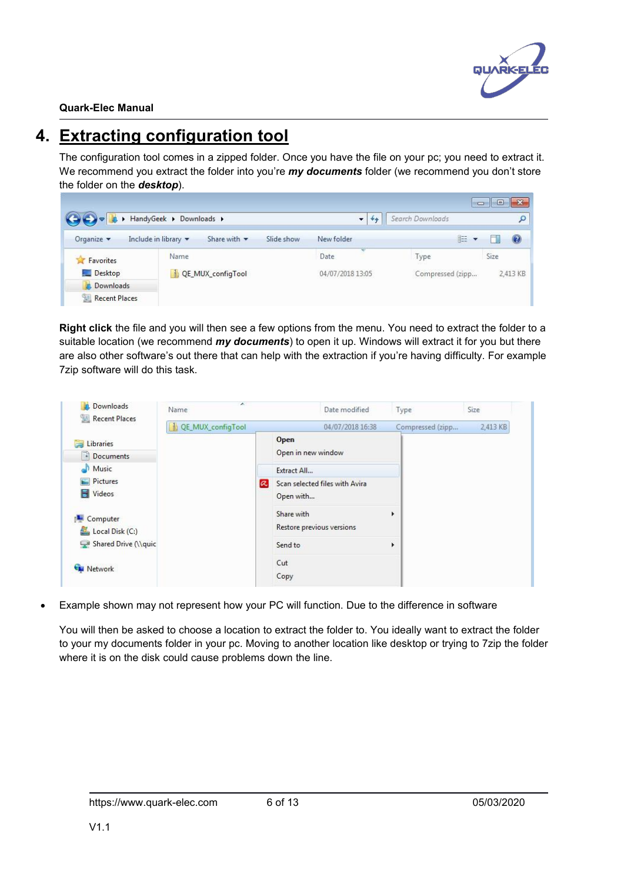# 4. Extracting configuration tool

The configuration tool comes in a zipped folder. Once you have the file on your pc; you need to extract it. We recommend you extract the folder into you're ***my documents*** folder (we recommend you don't store the folder on the ***desktop***).

**Right click** the file and you will then see a few options from the menu. You need to extract the folder to a suitable location (we recommend ***my documents***) to open it up. Windows will extract it for you but there are also other software's out there that can help with the extraction if you're having difficulty. For example 7zip software will do this task.

- Example shown may not represent how your PC will function. Due to the difference in software

You will then be asked to choose a location to extract the folder to. You ideally want to extract the folder to your my documents folder in your pc. Moving to another location like desktop or trying to 7zip the folder where it is on the disk could cause problems down the line.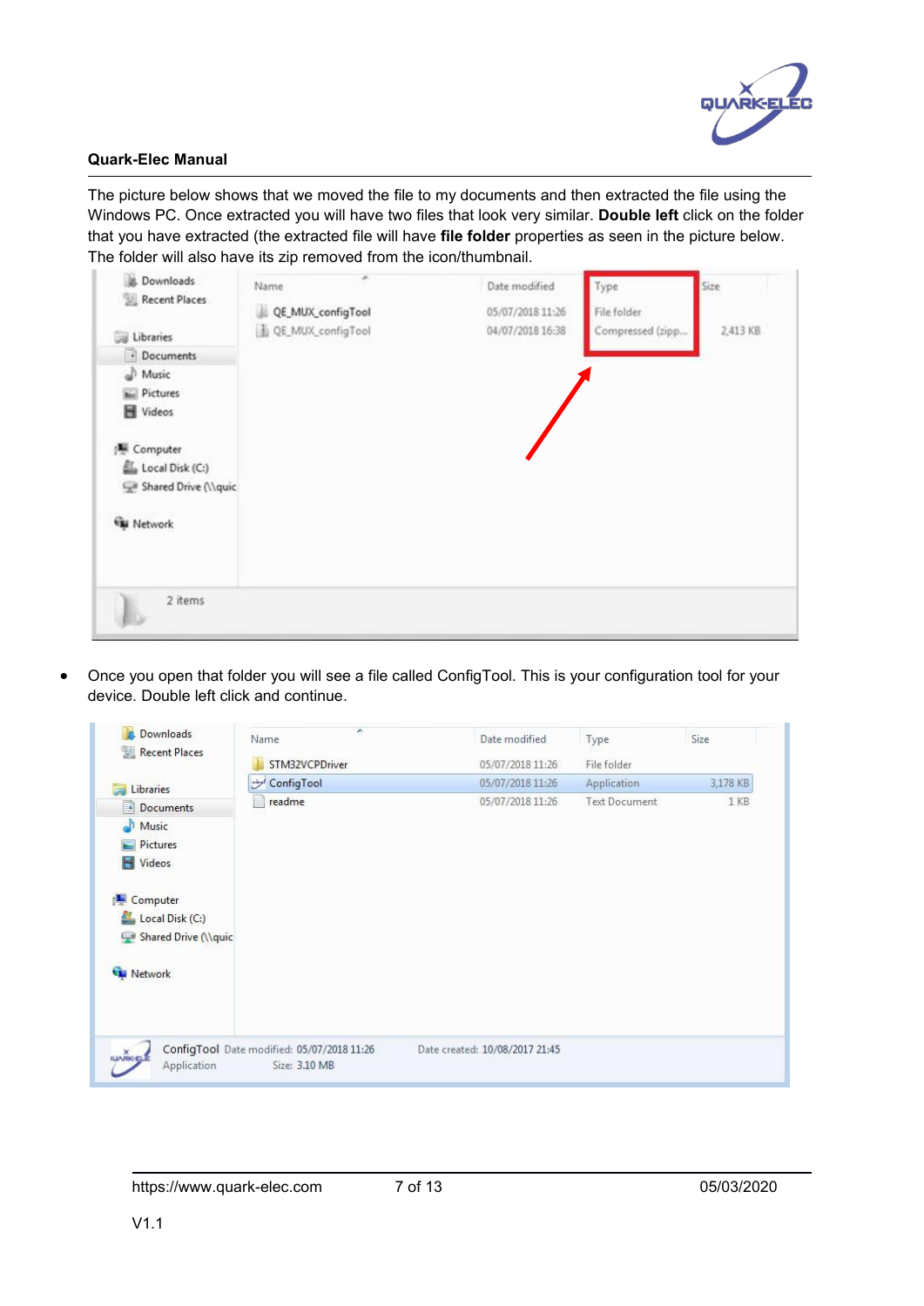The picture below shows that we moved the file to my documents and then extracted the file using the Windows PC. Once extracted you will have two files that look very similar. **Double left** click on the folder that you have extracted (the extracted file will have **file folder** properties as seen in the picture below. The folder will also have its zip removed from the icon/thumbnail.

- Once you open that folder you will see a file called ConfigTool. This is your configuration tool for your device. Double left click and continue.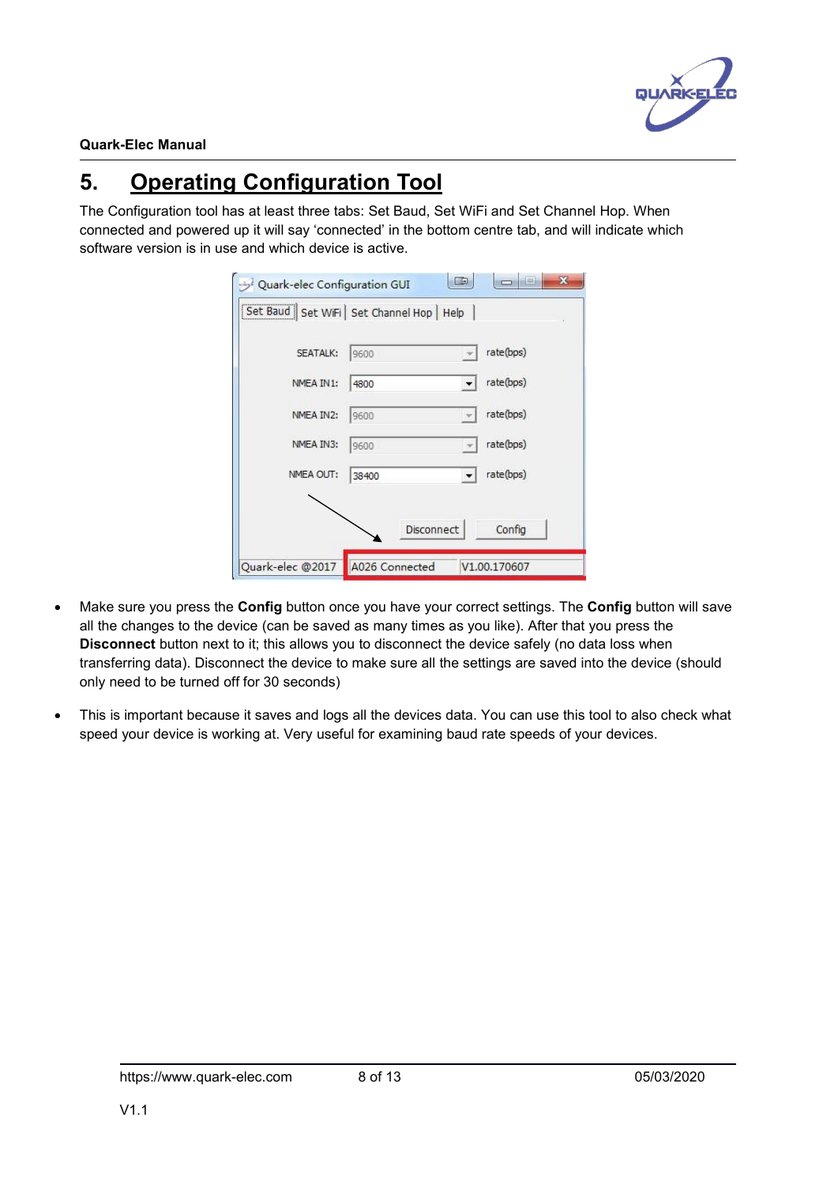# 5. Operating Configuration Tool

The Configuration tool has at least three tabs: Set Baud, Set WiFi and Set Channel Hop. When connected and powered up it will say 'connected' in the bottom centre tab, and will indicate which software version is in use and which device is active.

- Make sure you press the **Config** button once you have your correct settings. The **Config** button will save all the changes to the device (can be saved as many times as you like). After that you press the **Disconnect** button next to it; this allows you to disconnect the device safely (no data loss when transferring data). Disconnect the device to make sure all the settings are saved into the device (should only need to be turned off for 30 seconds)
- This is important because it saves and logs all the devices data. You can use this tool to also check what speed your device is working at. Very useful for examining baud rate speeds of your devices.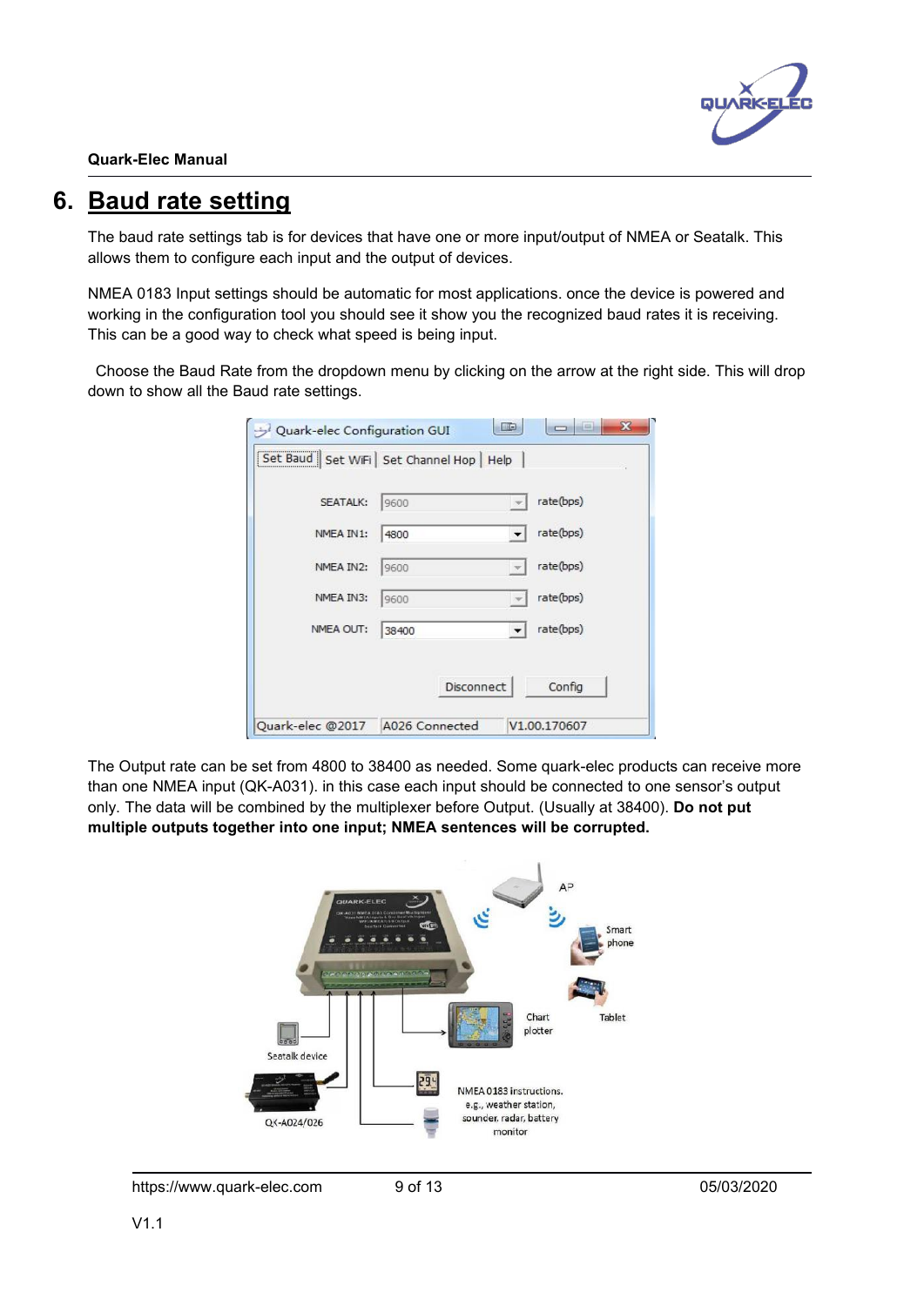# 6. Baud rate setting

The baud rate settings tab is for devices that have one or more input/output of NMEA or Seatalk. This allows them to configure each input and the output of devices.

NMEA 0183 Input settings should be automatic for most applications. once the device is powered and working in the configuration tool you should see it show you the recognized baud rates it is receiving. This can be a good way to check what speed is being input.

Choose the Baud Rate from the dropdown menu by clicking on the arrow at the right side. This will drop down to show all the Baud rate settings.

The Output rate can be set from 4800 to 38400 as needed. Some quark-elec products can receive more than one NMEA input (QK-A031). in this case each input should be connected to one sensor's output only. The data will be combined by the multiplexer before Output. (Usually at 38400). **Do not put multiple outputs together into one input; NMEA sentences will be corrupted.**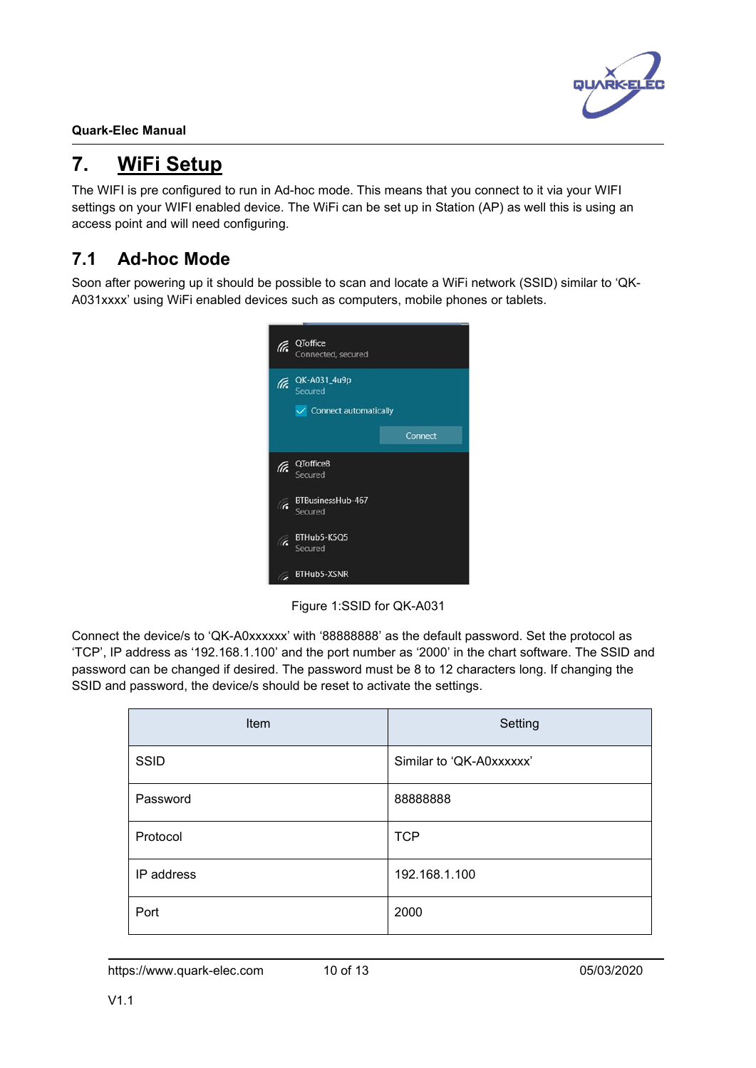# 7. WiFi Setup

The WIFI is pre configured to run in Ad-hoc mode. This means that you connect to it via your WIFI settings on your WIFI enabled device. The WiFi can be set up in Station (AP) as well this is using an access point and will need configuring.

## 7.1 Ad-hoc Mode

Soon after powering up it should be possible to scan and locate a WiFi network (SSID) similar to 'QK-A031xxxx' using WiFi enabled devices such as computers, mobile phones or tablets.

Figure 1:SSID for QK-A031

Connect the device/s to 'QK-A0xxxxxx' with '88888888' as the default password. Set the protocol as 'TCP', IP address as '192.168.1.100' and the port number as '2000' in the chart software. The SSID and password can be changed if desired. The password must be 8 to 12 characters long. If changing the SSID and password, the device/s should be reset to activate the settings.

| Item | Setting |
|---|---|
| SSID | Similar to 'QK-A0xxxxxx' |
| Password | 88888888 |
| Protocol | TCP |
| IP address | 192.168.1.100 |
| Port | 2000 |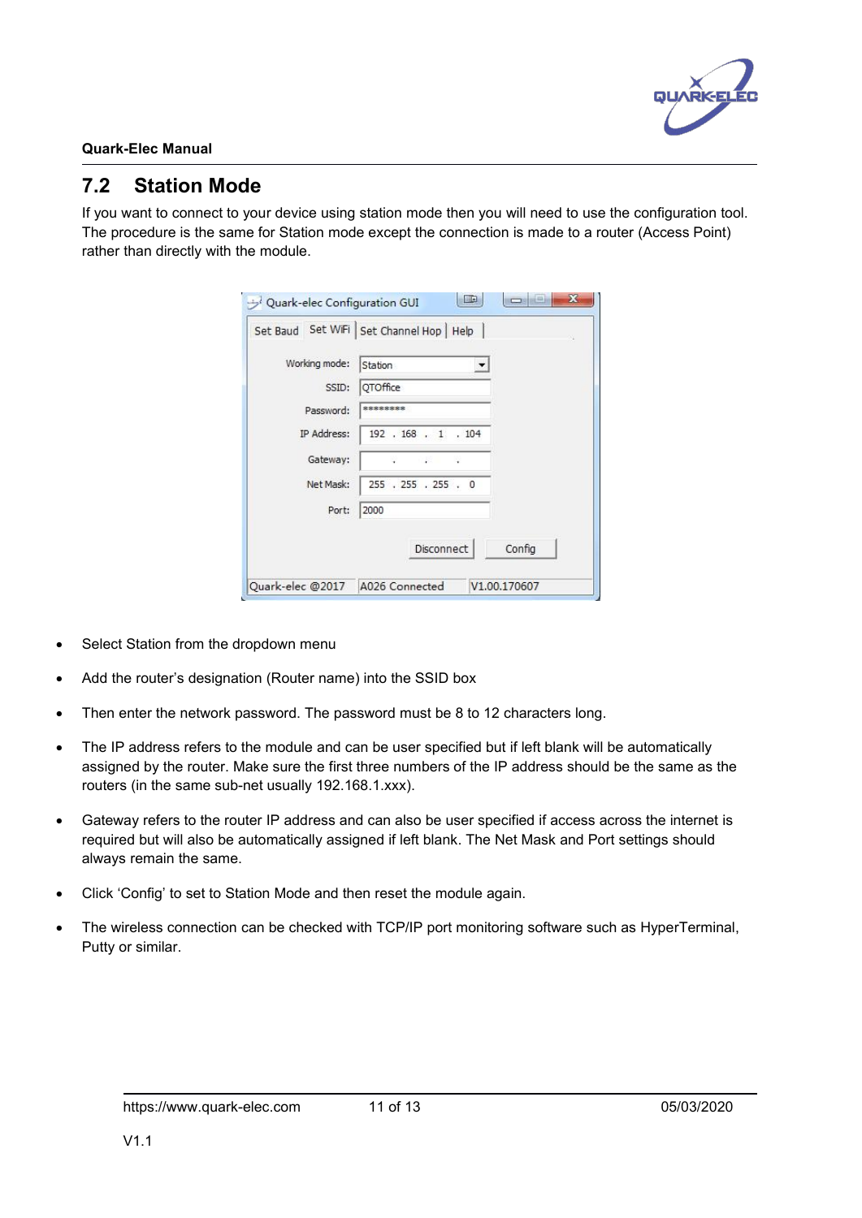## 7.2 Station Mode

If you want to connect to your device using station mode then you will need to use the configuration tool. The procedure is the same for Station mode except the connection is made to a router (Access Point) rather than directly with the module.

- Select Station from the dropdown menu
- Add the router's designation (Router name) into the SSID box
- Then enter the network password. The password must be 8 to 12 characters long.
- The IP address refers to the module and can be user specified but if left blank will be automatically assigned by the router. Make sure the first three numbers of the IP address should be the same as the routers (in the same sub-net usually 192.168.1.xxx).
- Gateway refers to the router IP address and can also be user specified if access across the internet is required but will also be automatically assigned if left blank. The Net Mask and Port settings should always remain the same.
- Click 'Config' to set to Station Mode and then reset the module again.
- The wireless connection can be checked with TCP/IP port monitoring software such as HyperTerminal, Putty or similar.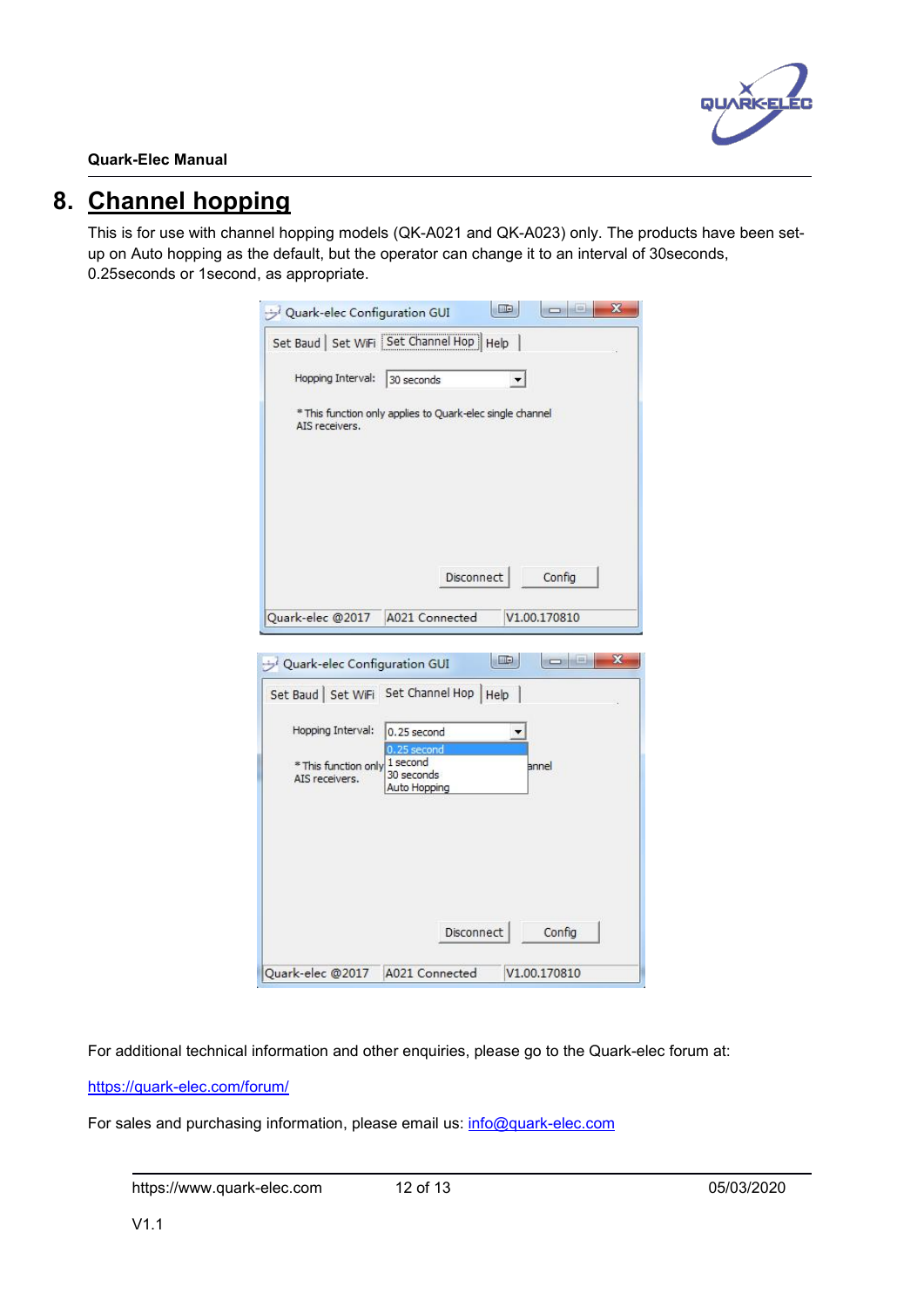## 8. Channel hopping

This is for use with channel hopping models (QK-A021 and QK-A023) only. The products have been set-up on Auto hopping as the default, but the operator can change it to an interval of 30seconds, 0.25seconds or 1second, as appropriate.

For additional technical information and other enquiries, please go to the Quark-elec forum at:

https://quark-elec.com/forum/

For sales and purchasing information, please email us: info@quark-elec.com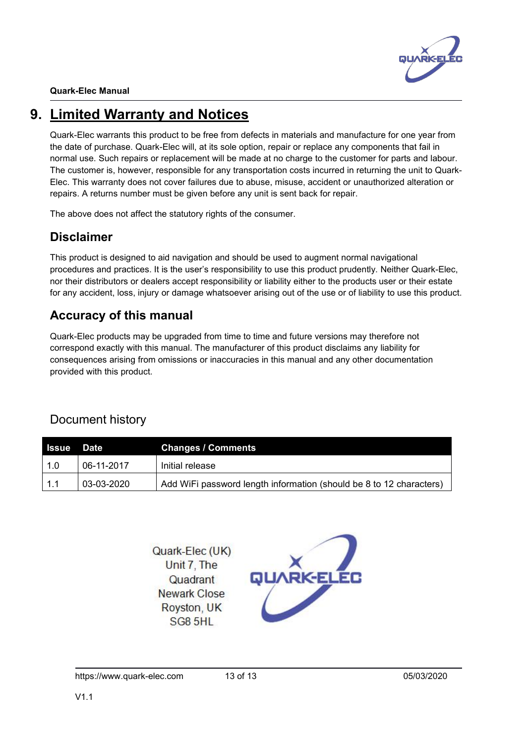# 9. Limited Warranty and Notices

Quark-Elec warrants this product to be free from defects in materials and manufacture for one year from the date of purchase. Quark-Elec will, at its sole option, repair or replace any components that fail in normal use. Such repairs or replacement will be made at no charge to the customer for parts and labour. The customer is, however, responsible for any transportation costs incurred in returning the unit to Quark-Elec. This warranty does not cover failures due to abuse, misuse, accident or unauthorized alteration or repairs. A returns number must be given before any unit is sent back for repair.

The above does not affect the statutory rights of the consumer.

## Disclaimer

This product is designed to aid navigation and should be used to augment normal navigational procedures and practices. It is the user's responsibility to use this product prudently. Neither Quark-Elec, nor their distributors or dealers accept responsibility or liability either to the products user or their estate for any accident, loss, injury or damage whatsoever arising out of the use or of liability to use this product.

## Accuracy of this manual

Quark-Elec products may be upgraded from time to time and future versions may therefore not correspond exactly with this manual. The manufacturer of this product disclaims any liability for consequences arising from omissions or inaccuracies in this manual and any other documentation provided with this product.

## Document history

| Issue | Date | Changes / Comments |
| --- | --- | --- |
| 1.0 | 06-11-2017 | Initial release |
| 1.1 | 03-03-2020 | Add WiFi password length information (should be 8 to 12 characters) |

Quark-Elec (UK)
Unit 7, The Quadrant
Newark Close
Royston, UK
SG8 5HL